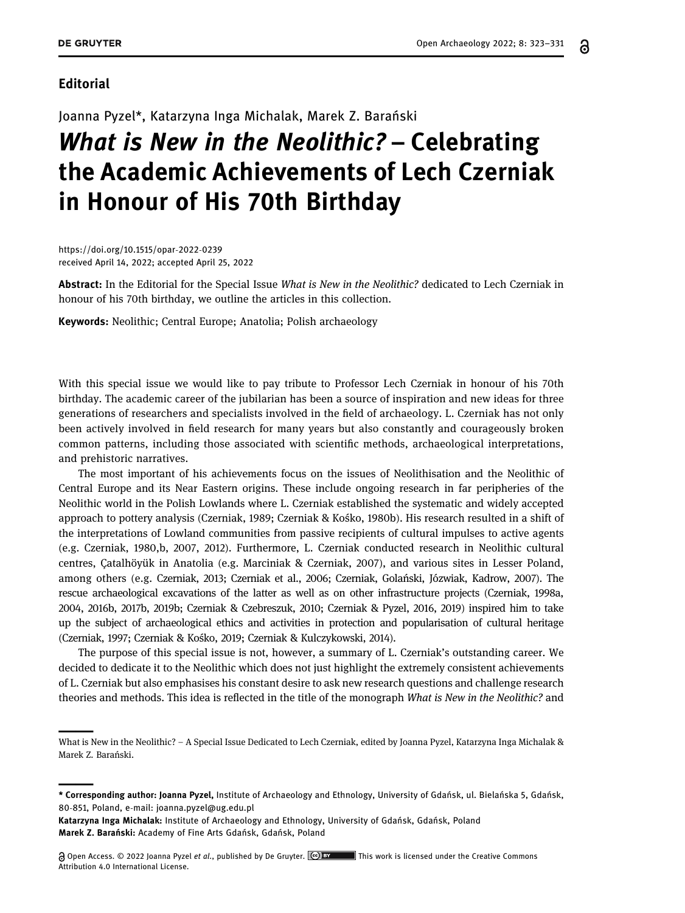**Editorial**

Joanna Pyzel*, Katarzyna Inga Michalak, Marek Z. Barański

# *What is New in the Neolithic?* – Celebrating the Academic Achievements of Lech Czerniak in Honour of His 70th Birthday

https://doi.org/10.1515/opar-2022-0239
received April 14, 2022; accepted April 25, 2022

**Abstract:** In the Editorial for the Special Issue *What is New in the Neolithic?* dedicated to Lech Czerniak in honour of his 70th birthday, we outline the articles in this collection.

**Keywords:** Neolithic; Central Europe; Anatolia; Polish archaeology

With this special issue we would like to pay tribute to Professor Lech Czerniak in honour of his 70th birthday. The academic career of the jubilarian has been a source of inspiration and new ideas for three generations of researchers and specialists involved in the field of archaeology. L. Czerniak has not only been actively involved in field research for many years but also constantly and courageously broken common patterns, including those associated with scientific methods, archaeological interpretations, and prehistoric narratives.

The most important of his achievements focus on the issues of Neolithisation and the Neolithic of Central Europe and its Near Eastern origins. These include ongoing research in far peripheries of the Neolithic world in the Polish Lowlands where L. Czerniak established the systematic and widely accepted approach to pottery analysis (Czerniak, 1989; Czerniak & Kośko, 1980b). His research resulted in a shift of the interpretations of Lowland communities from passive recipients of cultural impulses to active agents (e.g. Czerniak, 1980,b, 2007, 2012). Furthermore, L. Czerniak conducted research in Neolithic cultural centres, Çatalhöyük in Anatolia (e.g. Marciniak & Czerniak, 2007), and various sites in Lesser Poland, among others (e.g. Czerniak, 2013; Czerniak et al., 2006; Czerniak, Golański, Józwiak, Kadrow, 2007). The rescue archaeological excavations of the latter as well as on other infrastructure projects (Czerniak, 1998a, 2004, 2016b, 2017b, 2019b; Czerniak & Czebreszuk, 2010; Czerniak & Pyzel, 2016, 2019) inspired him to take up the subject of archaeological ethics and activities in protection and popularisation of cultural heritage (Czerniak, 1997; Czerniak & Kośko, 2019; Czerniak & Kulczykowski, 2014).

The purpose of this special issue is not, however, a summary of L. Czerniak's outstanding career. We decided to dedicate it to the Neolithic which does not just highlight the extremely consistent achievements of L. Czerniak but also emphasises his constant desire to ask new research questions and challenge research theories and methods. This idea is reflected in the title of the monograph *What is New in the Neolithic?* and

---

What is New in the Neolithic? – A Special Issue Dedicated to Lech Czerniak, edited by Joanna Pyzel, Katarzyna Inga Michalak & Marek Z. Barański.

---

**\* Corresponding author: Joanna Pyzel,** Institute of Archaeology and Ethnology, University of Gdańsk, ul. Bielańska 5, Gdańsk, 80-851, Poland, e-mail: joanna.pyzel@ug.edu.pl
**Katarzyna Inga Michalak:** Institute of Archaeology and Ethnology, University of Gdańsk, Gdańsk, Poland
**Marek Z. Barański:** Academy of Fine Arts Gdańsk, Gdańsk, Poland

Open Access. © 2022 Joanna Pyzel *et al.*, published by De Gruyter. This work is licensed under the Creative Commons Attribution 4.0 International License.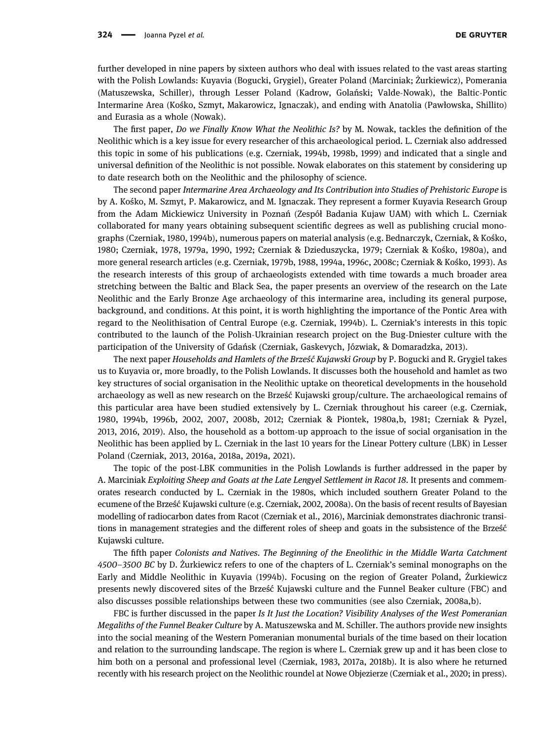further developed in nine papers by sixteen authors who deal with issues related to the vast areas starting with the Polish Lowlands: Kuyavia (Bogucki, Grygiel), Greater Poland (Marciniak; Żurkiewicz), Pomerania (Matuszewska, Schiller), through Lesser Poland (Kadrow, Golański; Valde-Nowak), the Baltic-Pontic Intermarine Area (Kośko, Szmyt, Makarowicz, Ignaczak), and ending with Anatolia (Pawłowska, Shillito) and Eurasia as a whole (Nowak).

The first paper, *Do we Finally Know What the Neolithic Is?* by M. Nowak, tackles the definition of the Neolithic which is a key issue for every researcher of this archaeological period. L. Czerniak also addressed this topic in some of his publications (e.g. Czerniak, 1994b, 1998b, 1999) and indicated that a single and universal definition of the Neolithic is not possible. Nowak elaborates on this statement by considering up to date research both on the Neolithic and the philosophy of science.

The second paper *Intermarine Area Archaeology and Its Contribution into Studies of Prehistoric Europe* is by A. Kośko, M. Szmyt, P. Makarowicz, and M. Ignaczak. They represent a former Kuyavia Research Group from the Adam Mickiewicz University in Poznań (Zespół Badania Kujaw UAM) with which L. Czerniak collaborated for many years obtaining subsequent scientific degrees as well as publishing crucial monographs (Czerniak, 1980, 1994b), numerous papers on material analysis (e.g. Bednarczyk, Czerniak, & Kośko, 1980; Czerniak, 1978, 1979a, 1990, 1992; Czerniak & Dzieduszycka, 1979; Czerniak & Kośko, 1980a), and more general research articles (e.g. Czerniak, 1979b, 1988, 1994a, 1996c, 2008c; Czerniak & Kośko, 1993). As the research interests of this group of archaeologists extended with time towards a much broader area stretching between the Baltic and Black Sea, the paper presents an overview of the research on the Late Neolithic and the Early Bronze Age archaeology of this intermarine area, including its general purpose, background, and conditions. At this point, it is worth highlighting the importance of the Pontic Area with regard to the Neolithisation of Central Europe (e.g. Czerniak, 1994b). L. Czerniak's interests in this topic contributed to the launch of the Polish-Ukrainian research project on the Bug-Dniester culture with the participation of the University of Gdańsk (Czerniak, Gaskevych, Józwiak, & Domaradzka, 2013).

The next paper *Households and Hamlets of the Brześć Kujawski Group* by P. Bogucki and R. Grygiel takes us to Kuyavia or, more broadly, to the Polish Lowlands. It discusses both the household and hamlet as two key structures of social organisation in the Neolithic uptake on theoretical developments in the household archaeology as well as new research on the Brześć Kujawski group/culture. The archaeological remains of this particular area have been studied extensively by L. Czerniak throughout his career (e.g. Czerniak, 1980, 1994b, 1996b, 2002, 2007, 2008b, 2012; Czerniak & Piontek, 1980a,b, 1981; Czerniak & Pyzel, 2013, 2016, 2019). Also, the household as a bottom-up approach to the issue of social organisation in the Neolithic has been applied by L. Czerniak in the last 10 years for the Linear Pottery culture (LBK) in Lesser Poland (Czerniak, 2013, 2016a, 2018a, 2019a, 2021).

The topic of the post-LBK communities in the Polish Lowlands is further addressed in the paper by A. Marciniak *Exploiting Sheep and Goats at the Late Lengyel Settlement in Racot 18*. It presents and commemorates research conducted by L. Czerniak in the 1980s, which included southern Greater Poland to the ecumene of the Brześć Kujawski culture (e.g. Czerniak, 2002, 2008a). On the basis of recent results of Bayesian modelling of radiocarbon dates from Racot (Czerniak et al., 2016), Marciniak demonstrates diachronic transitions in management strategies and the different roles of sheep and goats in the subsistence of the Brześć Kujawski culture.

The fifth paper *Colonists and Natives. The Beginning of the Eneolithic in the Middle Warta Catchment 4500–3500 BC* by D. Żurkiewicz refers to one of the chapters of L. Czerniak's seminal monographs on the Early and Middle Neolithic in Kuyavia (1994b). Focusing on the region of Greater Poland, Żurkiewicz presents newly discovered sites of the Brześć Kujawski culture and the Funnel Beaker culture (FBC) and also discusses possible relationships between these two communities (see also Czerniak, 2008a,b).

FBC is further discussed in the paper *Is It Just the Location? Visibility Analyses of the West Pomeranian Megaliths of the Funnel Beaker Culture* by A. Matuszewska and M. Schiller. The authors provide new insights into the social meaning of the Western Pomeranian monumental burials of the time based on their location and relation to the surrounding landscape. The region is where L. Czerniak grew up and it has been close to him both on a personal and professional level (Czerniak, 1983, 2017a, 2018b). It is also where he returned recently with his research project on the Neolithic roundel at Nowe Objezierze (Czerniak et al., 2020; in press).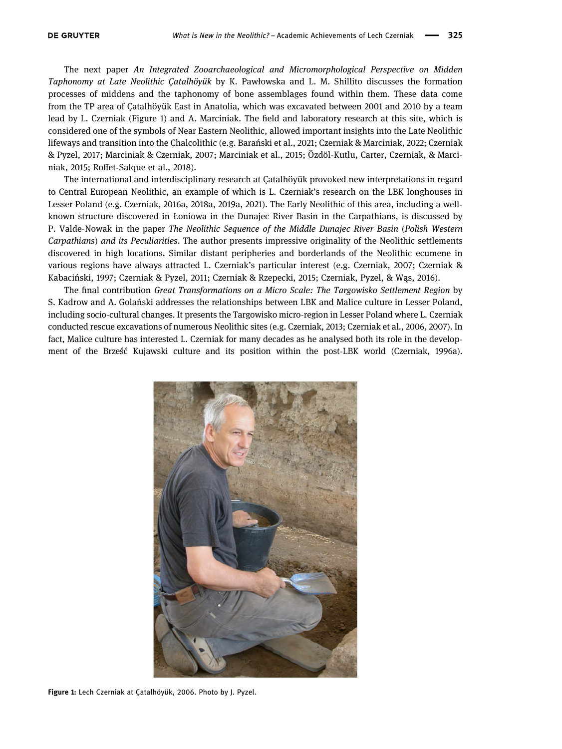The next paper *An Integrated Zooarchaeological and Micromorphological Perspective on Midden Taphonomy at Late Neolithic Çatalhöyük* by K. Pawłowska and L. M. Shillito discusses the formation processes of middens and the taphonomy of bone assemblages found within them. These data come from the TP area of Çatalhöyük East in Anatolia, which was excavated between 2001 and 2010 by a team lead by L. Czerniak (Figure 1) and A. Marciniak. The field and laboratory research at this site, which is considered one of the symbols of Near Eastern Neolithic, allowed important insights into the Late Neolithic lifeways and transition into the Chalcolithic (e.g. Barański et al., 2021; Czerniak & Marciniak, 2022; Czerniak & Pyzel, 2017; Marciniak & Czerniak, 2007; Marciniak et al., 2015; Özdöl-Kutlu, Carter, Czerniak, & Marciniak, 2015; Roffet-Salque et al., 2018).

The international and interdisciplinary research at Çatalhöyük provoked new interpretations in regard to Central European Neolithic, an example of which is L. Czerniak's research on the LBK longhouses in Lesser Poland (e.g. Czerniak, 2016a, 2018a, 2019a, 2021). The Early Neolithic of this area, including a well-known structure discovered in Łoniowa in the Dunajec River Basin in the Carpathians, is discussed by P. Valde-Nowak in the paper *The Neolithic Sequence of the Middle Dunajec River Basin* (*Polish Western Carpathians*) *and its Peculiarities*. The author presents impressive originality of the Neolithic settlements discovered in high locations. Similar distant peripheries and borderlands of the Neolithic ecumene in various regions have always attracted L. Czerniak's particular interest (e.g. Czerniak, 2007; Czerniak & Kabaciński, 1997; Czerniak & Pyzel, 2011; Czerniak & Rzepecki, 2015; Czerniak, Pyzel, & Wąs, 2016).

The final contribution *Great Transformations on a Micro Scale: The Targowisko Settlement Region* by S. Kadrow and A. Golański addresses the relationships between LBK and Malice culture in Lesser Poland, including socio-cultural changes. It presents the Targowisko micro-region in Lesser Poland where L. Czerniak conducted rescue excavations of numerous Neolithic sites (e.g. Czerniak, 2013; Czerniak et al., 2006, 2007). In fact, Malice culture has interested L. Czerniak for many decades as he analysed both its role in the development of the Brześć Kujawski culture and its position within the post-LBK world (Czerniak, 1996a).

**Figure 1:** Lech Czerniak at Çatalhöyük, 2006. Photo by J. Pyzel.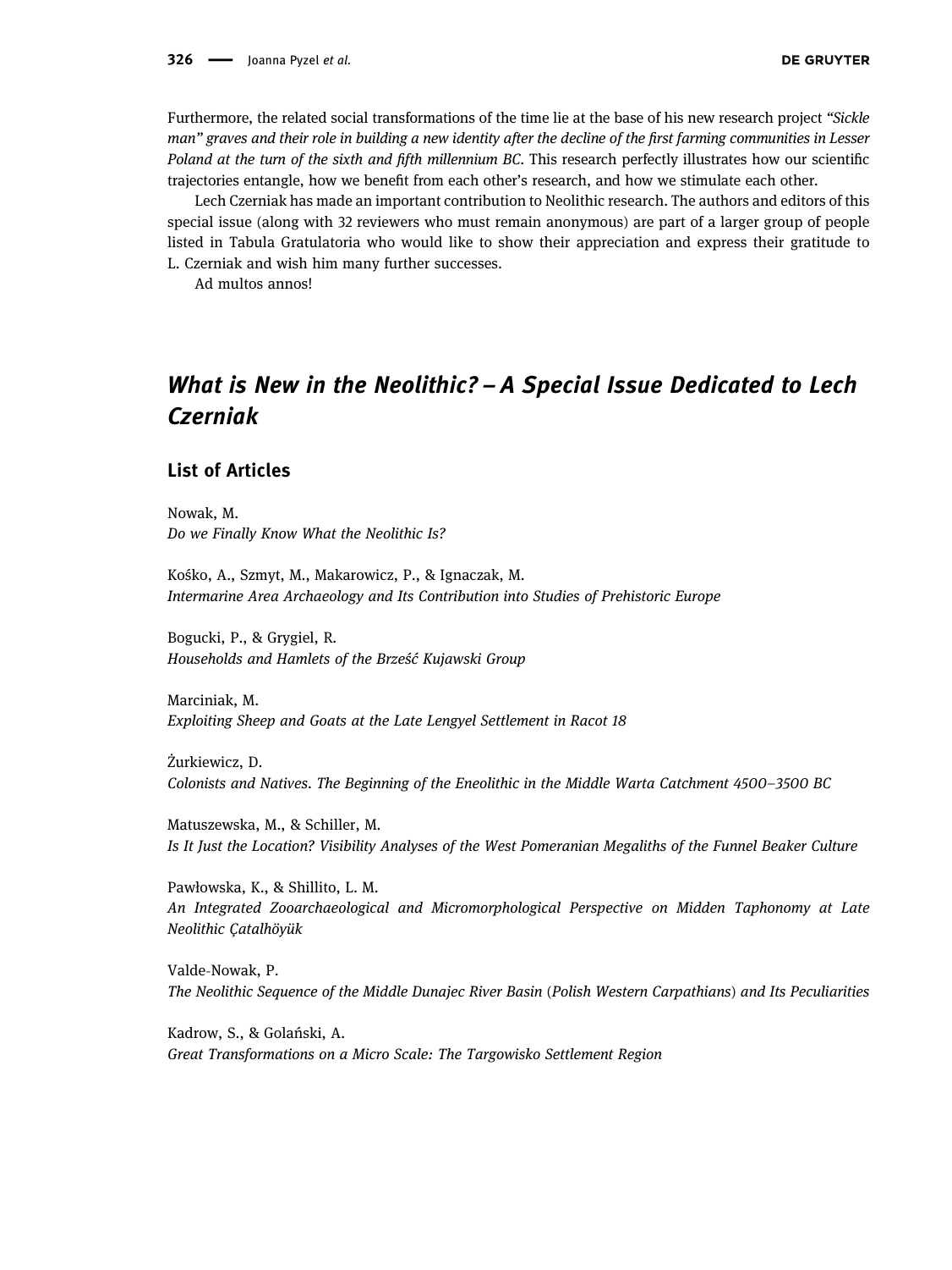Furthermore, the related social transformations of the time lie at the base of his new research project *"Sickle man" graves and their role in building a new identity after the decline of the first farming communities in Lesser Poland at the turn of the sixth and fifth millennium BC*. This research perfectly illustrates how our scientific trajectories entangle, how we benefit from each other's research, and how we stimulate each other.

Lech Czerniak has made an important contribution to Neolithic research. The authors and editors of this special issue (along with 32 reviewers who must remain anonymous) are part of a larger group of people listed in Tabula Gratulatoria who would like to show their appreciation and express their gratitude to L. Czerniak and wish him many further successes.

Ad multos annos!

## *What is New in the Neolithic? – A Special Issue Dedicated to Lech Czerniak*

### List of Articles

Nowak, M.
*Do we Finally Know What the Neolithic Is?*

Kośko, A., Szmyt, M., Makarowicz, P., & Ignaczak, M.
*Intermarine Area Archaeology and Its Contribution into Studies of Prehistoric Europe*

Bogucki, P., & Grygiel, R.
*Households and Hamlets of the Brześć Kujawski Group*

Marciniak, M.
*Exploiting Sheep and Goats at the Late Lengyel Settlement in Racot 18*

Żurkiewicz, D.
*Colonists and Natives. The Beginning of the Eneolithic in the Middle Warta Catchment 4500–3500 BC*

Matuszewska, M., & Schiller, M.
*Is It Just the Location? Visibility Analyses of the West Pomeranian Megaliths of the Funnel Beaker Culture*

Pawłowska, K., & Shillito, L. M.
*An Integrated Zooarchaeological and Micromorphological Perspective on Midden Taphonomy at Late Neolithic Çatalhöyük*

Valde-Nowak, P.
*The Neolithic Sequence of the Middle Dunajec River Basin (Polish Western Carpathians) and Its Peculiarities*

Kadrow, S., & Golański, A.
*Great Transformations on a Micro Scale: The Targowisko Settlement Region*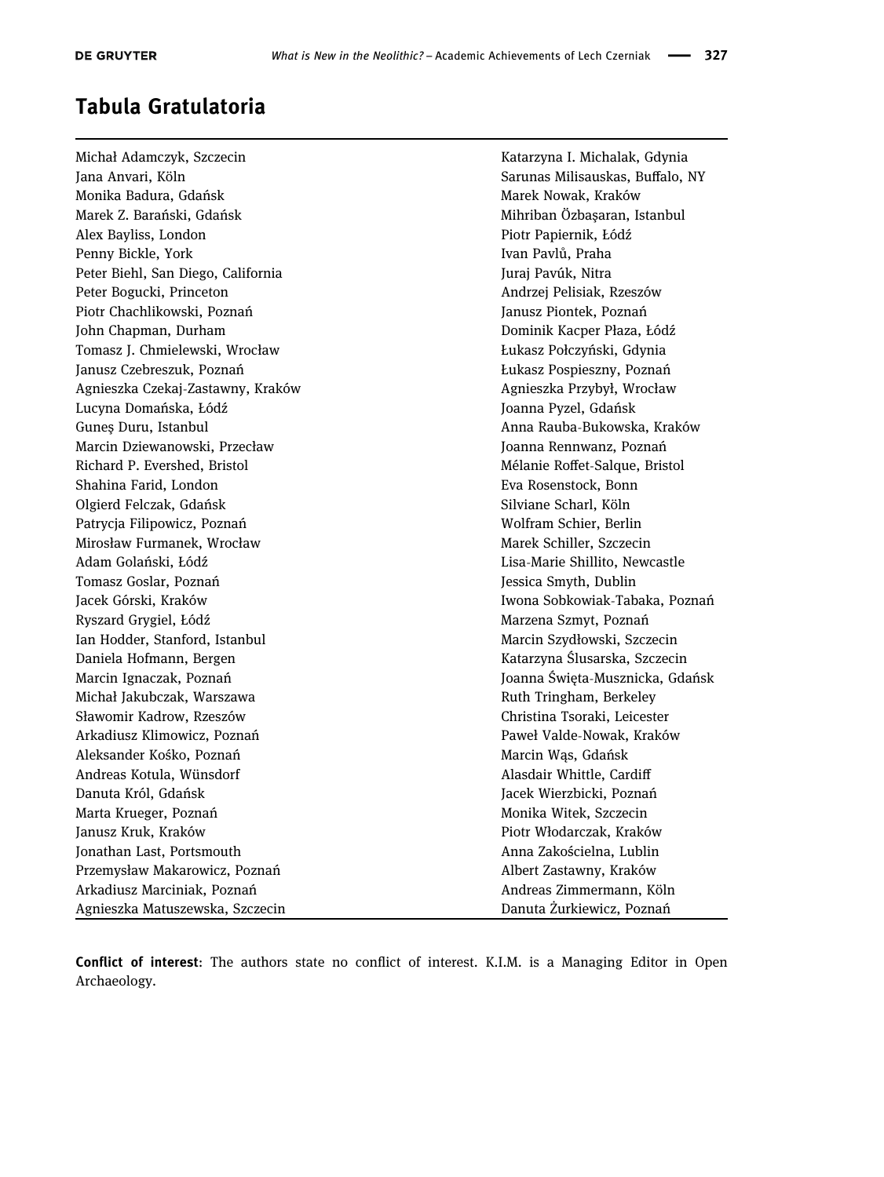## Tabula Gratulatoria

Michał Adamczyk, Szczecin
Jana Anvari, Köln
Monika Badura, Gdańsk
Marek Z. Barański, Gdańsk
Alex Bayliss, London
Penny Bickle, York
Peter Biehl, San Diego, California
Peter Bogucki, Princeton
Piotr Chachlikowski, Poznań
John Chapman, Durham
Tomasz J. Chmielewski, Wrocław
Janusz Czebreszuk, Poznań
Agnieszka Czekaj-Zastawny, Kraków
Lucyna Domańska, Łódź
Guneş Duru, Istanbul
Marcin Dziewanowski, Przecław
Richard P. Evershed, Bristol
Shahina Farid, London
Olgierd Felczak, Gdańsk
Patrycja Filipowicz, Poznań
Mirosław Furmanek, Wrocław
Adam Golański, Łódź
Tomasz Goslar, Poznań
Jacek Górski, Kraków
Ryszard Grygiel, Łódź
Ian Hodder, Stanford, Istanbul
Daniela Hofmann, Bergen
Marcin Ignaczak, Poznań
Michał Jakubczak, Warszawa
Sławomir Kadrow, Rzeszów
Arkadiusz Klimowicz, Poznań
Aleksander Kośko, Poznań
Andreas Kotula, Wünsdorf
Danuta Król, Gdańsk
Marta Krueger, Poznań
Janusz Kruk, Kraków
Jonathan Last, Portsmouth
Przemysław Makarowicz, Poznań
Arkadiusz Marciniak, Poznań
Agnieszka Matuszewska, Szczecin
Katarzyna I. Michalak, Gdynia
Sarunas Milisauskas, Buffalo, NY
Marek Nowak, Kraków
Mihriban Özbaşaran, Istanbul
Piotr Papiernik, Łódź
Ivan Pavlů, Praha
Juraj Pavúk, Nitra
Andrzej Pelisiak, Rzeszów
Janusz Piontek, Poznań
Dominik Kacper Płaza, Łódź
Łukasz Połczyński, Gdynia
Łukasz Pospieszny, Poznań
Agnieszka Przybył, Wrocław
Joanna Pyzel, Gdańsk
Anna Rauba-Bukowska, Kraków
Joanna Rennwanz, Poznań
Mélanie Roffet-Salque, Bristol
Eva Rosenstock, Bonn
Silviane Scharl, Köln
Wolfram Schier, Berlin
Marek Schiller, Szczecin
Lisa-Marie Shillito, Newcastle
Jessica Smyth, Dublin
Iwona Sobkowiak-Tabaka, Poznań
Marzena Szmyt, Poznań
Marcin Szydłowski, Szczecin
Katarzyna Ślusarska, Szczecin
Joanna Święta-Musznicka, Gdańsk
Ruth Tringham, Berkeley
Christina Tsoraki, Leicester
Paweł Valde-Nowak, Kraków
Marcin Wąs, Gdańsk
Alasdair Whittle, Cardiff
Jacek Wierzbicki, Poznań
Monika Witek, Szczecin
Piotr Włodarczak, Kraków
Anna Zakościelna, Lublin
Albert Zastawny, Kraków
Andreas Zimmermann, Köln
Danuta Żurkiewicz, Poznań

**Conflict of interest**: The authors state no conflict of interest. K.I.M. is a Managing Editor in Open Archaeology.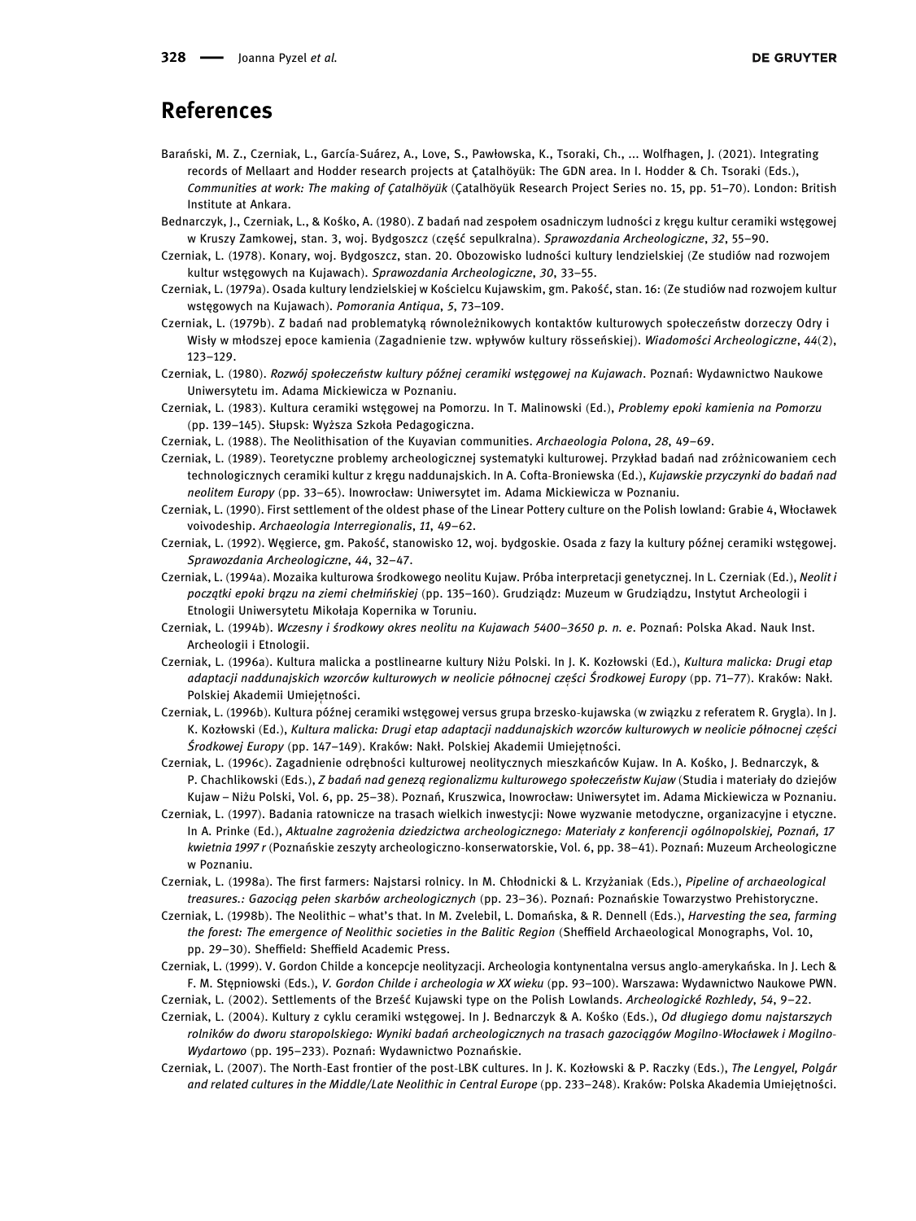## References

Barański, M. Z., Czerniak, L., García-Suárez, A., Love, S., Pawłowska, K., Tsoraki, Ch., ... Wolfhagen, J. (2021). Integrating records of Mellaart and Hodder research projects at Çatalhöyük: The GDN area. In I. Hodder & Ch. Tsoraki (Eds.), *Communities at work: The making of Çatalhöyük* (Çatalhöyük Research Project Series no. 15, pp. 51–70). London: British Institute at Ankara.

Bednarczyk, J., Czerniak, L., & Kośko, A. (1980). Z badań nad zespołem osadniczym ludności z kręgu kultur ceramiki wstęgowej w Kruszy Zamkowej, stan. 3, woj. Bydgoszcz (część sepulkralna). *Sprawozdania Archeologiczne*, *32*, 55–90.

Czerniak, L. (1978). Konary, woj. Bydgoszcz, stan. 20. Obozowisko ludności kultury lendzielskiej (Ze studiów nad rozwojem kultur wstęgowych na Kujawach). *Sprawozdania Archeologiczne*, *30*, 33–55.

Czerniak, L. (1979a). Osada kultury lendzielskiej w Kościelcu Kujawskim, gm. Pakość, stan. 16: (Ze studiów nad rozwojem kultur wstęgowych na Kujawach). *Pomorania Antiqua*, *5*, 73–109.

Czerniak, L. (1979b). Z badań nad problematyką równoleżnikowych kontaktów kulturowych społeczeństw dorzeczy Odry i Wisły w młodszej epoce kamienia (Zagadnienie tzw. wpływów kultury rösseńskiej). *Wiadomości Archeologiczne*, *44*(2), 123–129.

Czerniak, L. (1980). *Rozwój społeczeństw kultury późnej ceramiki wstęgowej na Kujawach*. Poznań: Wydawnictwo Naukowe Uniwersytetu im. Adama Mickiewicza w Poznaniu.

Czerniak, L. (1983). Kultura ceramiki wstęgowej na Pomorzu. In T. Malinowski (Ed.), *Problemy epoki kamienia na Pomorzu* (pp. 139–145). Słupsk: Wyższa Szkoła Pedagogiczna.

Czerniak, L. (1988). The Neolithisation of the Kuyavian communities. *Archaeologia Polona*, *28*, 49–69.

Czerniak, L. (1989). Teoretyczne problemy archeologicznej systematyki kulturowej. Przykład badań nad zróżnicowaniem cech technologicznych ceramiki kultur z kręgu naddunajskich. In A. Cofta-Broniewska (Ed.), *Kujawskie przyczynki do badań nad neolitem Europy* (pp. 33–65). Inowrocław: Uniwersytet im. Adama Mickiewicza w Poznaniu.

Czerniak, L. (1990). First settlement of the oldest phase of the Linear Pottery culture on the Polish lowland: Grabie 4, Włocławek voivodeship. *Archaeologia Interregionalis*, *11*, 49–62.

Czerniak, L. (1992). Węgierce, gm. Pakość, stanowisko 12, woj. bydgoskie. Osada z fazy Ia kultury późnej ceramiki wstęgowej. *Sprawozdania Archeologiczne*, *44*, 32–47.

Czerniak, L. (1994a). Mozaika kulturowa środkowego neolitu Kujaw. Próba interpretacji genetycznej. In L. Czerniak (Ed.), *Neolit i początki epoki brązu na ziemi chełmińskiej* (pp. 135–160). Grudziądz: Muzeum w Grudziądzu, Instytut Archeologii i Etnologii Uniwersytetu Mikołaja Kopernika w Toruniu.

Czerniak, L. (1994b). *Wczesny i środkowy okres neolitu na Kujawach 5400–3650 p. n. e*. Poznań: Polska Akad. Nauk Inst. Archeologii i Etnologii.

Czerniak, L. (1996a). Kultura malicka a postlinearne kultury Niżu Polski. In J. K. Kozłowski (Ed.), *Kultura malicka: Drugi etap adaptacji naddunajskich wzorców kulturowych w neolicie północnej części Środkowej Europy* (pp. 71–77). Kraków: Nakł. Polskiej Akademii Umiejętności.

Czerniak, L. (1996b). Kultura późnej ceramiki wstęgowej versus grupa brzesko-kujawska (w związku z referatem R. Grygla). In J. K. Kozłowski (Ed.), *Kultura malicka: Drugi etap adaptacji naddunajskich wzorców kulturowych w neolicie północnej części Środkowej Europy* (pp. 147–149). Kraków: Nakł. Polskiej Akademii Umiejętności.

Czerniak, L. (1996c). Zagadnienie odrębności kulturowej neolitycznych mieszkańców Kujaw. In A. Kośko, J. Bednarczyk, & P. Chachlikowski (Eds.), *Z badań nad genezą regionalizmu kulturowego społeczeństw Kujaw* (Studia i materiały do dziejów Kujaw – Niżu Polski, Vol. 6, pp. 25–38). Poznań, Kruszwica, Inowrocław: Uniwersytet im. Adama Mickiewicza w Poznaniu.

Czerniak, L. (1997). Badania ratownicze na trasach wielkich inwestycji: Nowe wyzwanie metodyczne, organizacyjne i etyczne. In A. Prinke (Ed.), *Aktualne zagrożenia dziedzictwa archeologicznego: Materiały z konferencji ogólnopolskiej, Poznań, 17 kwietnia 1997 r* (Poznańskie zeszyty archeologiczno-konserwatorskie, Vol. 6, pp. 38–41). Poznań: Muzeum Archeologiczne w Poznaniu.

Czerniak, L. (1998a). The first farmers: Najstarsi rolnicy. In M. Chłodnicki & L. Krzyżaniak (Eds.), *Pipeline of archaeological treasures.: Gazociąg pełen skarbów archeologicznych* (pp. 23–36). Poznań: Poznańskie Towarzystwo Prehistoryczne.

Czerniak, L. (1998b). The Neolithic – what's that. In M. Zvelebil, L. Domańska, & R. Dennell (Eds.), *Harvesting the sea, farming the forest: The emergence of Neolithic societies in the Balitic Region* (Sheffield Archaeological Monographs, Vol. 10, pp. 29–30). Sheffield: Sheffield Academic Press.

Czerniak, L. (1999). V. Gordon Childe a koncepcje neolityzacji. Archeologia kontynentalna versus anglo-amerykańska. In J. Lech & F. M. Stępniowski (Eds.), *V. Gordon Childe i archeologia w XX wieku* (pp. 93–100). Warszawa: Wydawnictwo Naukowe PWN.

Czerniak, L. (2002). Settlements of the Brześć Kujawski type on the Polish Lowlands. *Archeologické Rozhledy*, *54*, 9–22.

Czerniak, L. (2004). Kultury z cyklu ceramiki wstęgowej. In J. Bednarczyk & A. Kośko (Eds.), *Od długiego domu najstarszych rolników do dworu staropolskiego: Wyniki badań archeologicznych na trasach gazociągów Mogilno-Włocławek i Mogilno-Wydartowo* (pp. 195–233). Poznań: Wydawnictwo Poznańskie.

Czerniak, L. (2007). The North-East frontier of the post-LBK cultures. In J. K. Kozłowski & P. Raczky (Eds.), *The Lengyel, Polgár and related cultures in the Middle/Late Neolithic in Central Europe* (pp. 233–248). Kraków: Polska Akademia Umiejętności.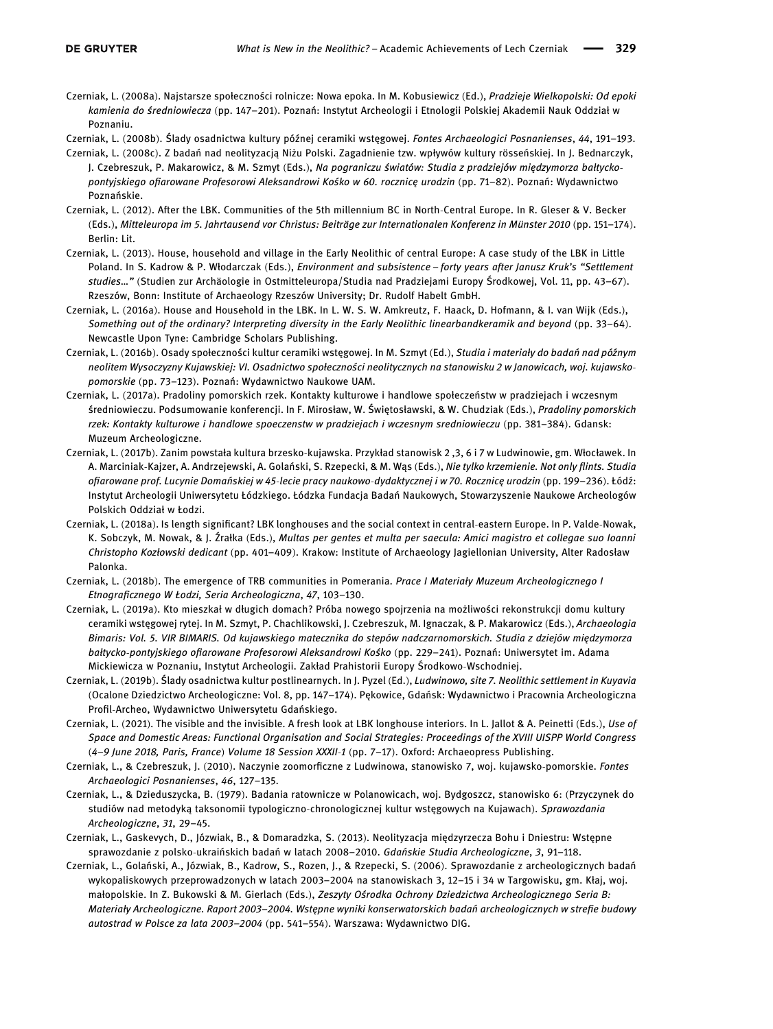Czerniak, L. (2008a). Najstarsze społeczności rolnicze: Nowa epoka. In M. Kobusiewicz (Ed.), *Pradzieje Wielkopolski: Od epoki kamienia do średniowiecza* (pp. 147–201). Poznań: Instytut Archeologii i Etnologii Polskiej Akademii Nauk Oddział w Poznaniu.

Czerniak, L. (2008b). Ślady osadnictwa kultury późnej ceramiki wstęgowej. *Fontes Archaeologici Posnanienses*, *44*, 191–193.

Czerniak, L. (2008c). Z badań nad neolityzacją Niżu Polski. Zagadnienie tzw. wpływów kultury rösseńskiej. In J. Bednarczyk, J. Czebreszuk, P. Makarowicz, & M. Szmyt (Eds.), *Na pograniczu światów: Studia z pradziejów międzymorza bałtycko-pontyjskiego ofiarowane Profesorowi Aleksandrowi Kośko w 60. rocznicę urodzin* (pp. 71–82). Poznań: Wydawnictwo Poznańskie.

Czerniak, L. (2012). After the LBK. Communities of the 5th millennium BC in North-Central Europe. In R. Gleser & V. Becker (Eds.), *Mitteleuropa im 5. Jahrtausend vor Christus: Beiträge zur Internationalen Konferenz in Münster 2010* (pp. 151–174). Berlin: Lit.

Czerniak, L. (2013). House, household and village in the Early Neolithic of central Europe: A case study of the LBK in Little Poland. In S. Kadrow & P. Włodarczak (Eds.), *Environment and subsistence – forty years after Janusz Kruk's "Settlement studies…"* (Studien zur Archäologie in Ostmitteleuropa/Studia nad Pradziejami Europy Środkowej, Vol. 11, pp. 43–67). Rzeszów, Bonn: Institute of Archaeology Rzeszów University; Dr. Rudolf Habelt GmbH.

Czerniak, L. (2016a). House and Household in the LBK. In L. W. S. W. Amkreutz, F. Haack, D. Hofmann, & I. van Wijk (Eds.), *Something out of the ordinary? Interpreting diversity in the Early Neolithic linearbandkeramik and beyond* (pp. 33–64). Newcastle Upon Tyne: Cambridge Scholars Publishing.

Czerniak, L. (2016b). Osady społeczności kultur ceramiki wstęgowej. In M. Szmyt (Ed.), *Studia i materiały do badań nad późnym neolitem Wysoczyzny Kujawskiej: VI. Osadnictwo społeczności neolitycznych na stanowisku 2 w Janowicach, woj. kujawsko-pomorskie* (pp. 73–123). Poznań: Wydawnictwo Naukowe UAM.

Czerniak, L. (2017a). Pradoliny pomorskich rzek. Kontakty kulturowe i handlowe społeczeństw w pradziejach i wczesnym średniowieczu. Podsumowanie konferencji. In F. Mirosław, W. Świętosławski, & W. Chudziak (Eds.), *Pradoliny pomorskich rzek: Kontakty kulturowe i handlowe spoeczenstw w pradziejach i wczesnym sredniowieczu* (pp. 381–384). Gdansk: Muzeum Archeologiczne.

Czerniak, L. (2017b). Zanim powstała kultura brzesko-kujawska. Przykład stanowisk 2 ,3, 6 i 7 w Ludwinowie, gm. Włocławek. In A. Marciniak-Kajzer, A. Andrzejewski, A. Golański, S. Rzepecki, & M. Wąs (Eds.), *Nie tylko krzemienie. Not only flints. Studia ofiarowane prof. Lucynie Domańskiej w 45-lecie pracy naukowo-dydaktycznej i w 70. Rocznicę urodzin* (pp. 199–236). Łódź: Instytut Archeologii Uniwersytetu Łódzkiego. Łódzka Fundacja Badań Naukowych, Stowarzyszenie Naukowe Archeologów Polskich Oddział w Łodzi.

Czerniak, L. (2018a). Is length significant? LBK longhouses and the social context in central-eastern Europe. In P. Valde-Nowak, K. Sobczyk, M. Nowak, & J. Źrałka (Eds.), *Multas per gentes et multa per saecula: Amici magistro et collegae suo Ioanni Christopho Kozłowski dedicant* (pp. 401–409). Krakow: Institute of Archaeology Jagiellonian University, Alter Radosław Palonka.

Czerniak, L. (2018b). The emergence of TRB communities in Pomerania. *Prace I Materiały Muzeum Archeologicznego I Etnograficznego W Łodzi, Seria Archeologiczna*, *47*, 103–130.

Czerniak, L. (2019a). Kto mieszkał w długich domach? Próba nowego spojrzenia na możliwości rekonstrukcji domu kultury ceramiki wstęgowej rytej. In M. Szmyt, P. Chachlikowski, J. Czebreszuk, M. Ignaczak, & P. Makarowicz (Eds.), *Archaeologia Bimaris: Vol. 5. VIR BIMARIS. Od kujawskiego matecznika do stepów nadczarnomorskich. Studia z dziejów międzymorza bałtycko-pontyjskiego ofiarowane Profesorowi Aleksandrowi Kośko* (pp. 229–241). Poznań: Uniwersytet im. Adama Mickiewicza w Poznaniu, Instytut Archeologii. Zakład Prahistorii Europy Środkowo-Wschodniej.

Czerniak, L. (2019b). Ślady osadnictwa kultur postlinearnych. In J. Pyzel (Ed.), *Ludwinowo, site 7. Neolithic settlement in Kuyavia* (Ocalone Dziedzictwo Archeologiczne: Vol. 8, pp. 147–174). Pękowice, Gdańsk: Wydawnictwo i Pracownia Archeologiczna Profil-Archeo, Wydawnictwo Uniwersytetu Gdańskiego.

Czerniak, L. (2021). The visible and the invisible. A fresh look at LBK longhouse interiors. In L. Jallot & A. Peinetti (Eds.), *Use of Space and Domestic Areas: Functional Organisation and Social Strategies: Proceedings of the XVIII UISPP World Congress* (*4–9 June 2018, Paris, France*) *Volume 18 Session XXXII-1* (pp. 7–17). Oxford: Archaeopress Publishing.

Czerniak, L., & Czebreszuk, J. (2010). Naczynie zoomorficzne z Ludwinowa, stanowisko 7, woj. kujawsko-pomorskie. *Fontes Archaeologici Posnanienses*, *46*, 127–135.

Czerniak, L., & Dzieduszycka, B. (1979). Badania ratownicze w Polanowicach, woj. Bydgoszcz, stanowisko 6: (Przyczynek do studiów nad metodyką taksonomii typologiczno-chronologicznej kultur wstęgowych na Kujawach). *Sprawozdania Archeologiczne*, *31*, 29–45.

Czerniak, L., Gaskevych, D., Józwiak, B., & Domaradzka, S. (2013). Neolityzacja międzyrzecza Bohu i Dniestru: Wstępne sprawozdanie z polsko-ukraińskich badań w latach 2008–2010. *Gdańskie Studia Archeologiczne*, *3*, 91–118.

Czerniak, L., Golański, A., Józwiak, B., Kadrow, S., Rozen, J., & Rzepecki, S. (2006). Sprawozdanie z archeologicznych badań wykopaliskowych przeprowadzonych w latach 2003–2004 na stanowiskach 3, 12–15 i 34 w Targowisku, gm. Kłaj, woj. małopolskie. In Z. Bukowski & M. Gierlach (Eds.), *Zeszyty Ośrodka Ochrony Dziedzictwa Archeologicznego Seria B: Materiały Archeologiczne. Raport 2003–2004. Wstępne wyniki konserwatorskich badań archeologicznych w strefie budowy autostrad w Polsce za lata 2003–2004* (pp. 541–554). Warszawa: Wydawnictwo DIG.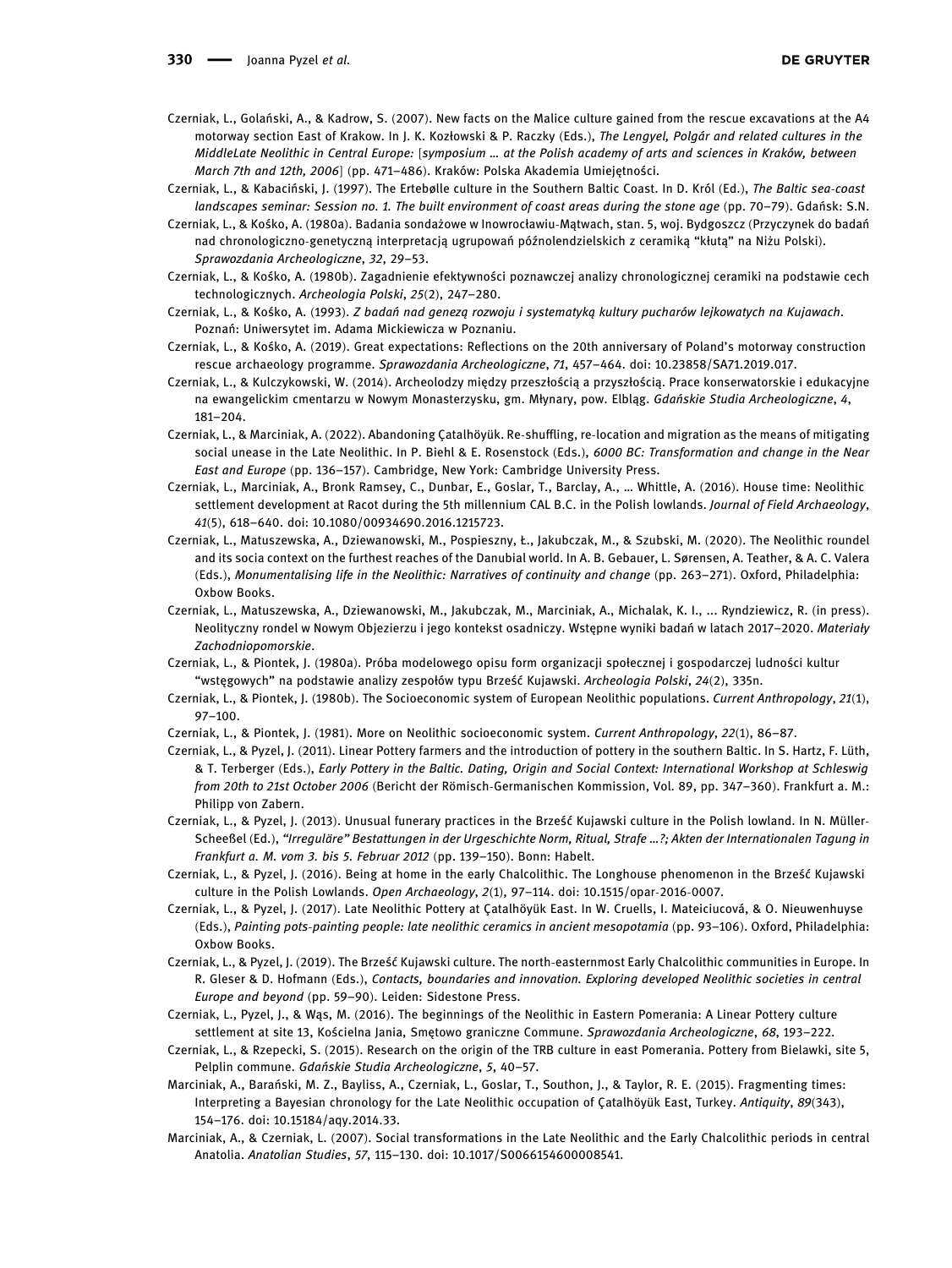Czerniak, L., Golański, A., & Kadrow, S. (2007). New facts on the Malice culture gained from the rescue excavations at the A4 motorway section East of Krakow. In J. K. Kozłowski & P. Raczky (Eds.), *The Lengyel, Polgár and related cultures in the MiddleLate Neolithic in Central Europe: [symposium … at the Polish academy of arts and sciences in Kraków, between March 7th and 12th, 2006]* (pp. 471–486). Kraków: Polska Akademia Umiejętności.

Czerniak, L., & Kabaciński, J. (1997). The Ertebølle culture in the Southern Baltic Coast. In D. Król (Ed.), *The Baltic sea-coast landscapes seminar: Session no. 1. The built environment of coast areas during the stone age* (pp. 70–79). Gdańsk: S.N.

Czerniak, L., & Kośko, A. (1980a). Badania sondażowe w Inowrocławiu-Mątwach, stan. 5, woj. Bydgoszcz (Przyczynek do badań nad chronologiczno-genetyczną interpretacją ugrupowań późnolendzielskich z ceramiką "kłutą" na Niżu Polski). *Sprawozdania Archeologiczne*, *32*, 29–53.

Czerniak, L., & Kośko, A. (1980b). Zagadnienie efektywności poznawczej analizy chronologicznej ceramiki na podstawie cech technologicznych. *Archeologia Polski*, *25*(2), 247–280.

Czerniak, L., & Kośko, A. (1993). *Z badań nad genezą rozwoju i systematyką kultury pucharów lejkowatych na Kujawach*. Poznań: Uniwersytet im. Adama Mickiewicza w Poznaniu.

Czerniak, L., & Kośko, A. (2019). Great expectations: Reflections on the 20th anniversary of Poland's motorway construction rescue archaeology programme. *Sprawozdania Archeologiczne*, *71*, 457–464. doi: 10.23858/SA71.2019.017.

Czerniak, L., & Kulczykowski, W. (2014). Archeolodzy między przeszłością a przyszłością. Prace konserwatorskie i edukacyjne na ewangelickim cmentarzu w Nowym Monasterzysku, gm. Młynary, pow. Elbląg. *Gdańskie Studia Archeologiczne*, *4*, 181–204.

Czerniak, L., & Marciniak, A. (2022). Abandoning Çatalhöyük. Re-shuffling, re-location and migration as the means of mitigating social unease in the Late Neolithic. In P. Biehl & E. Rosenstock (Eds.), *6000 BC: Transformation and change in the Near East and Europe* (pp. 136–157). Cambridge, New York: Cambridge University Press.

Czerniak, L., Marciniak, A., Bronk Ramsey, C., Dunbar, E., Goslar, T., Barclay, A., … Whittle, A. (2016). House time: Neolithic settlement development at Racot during the 5th millennium CAL B.C. in the Polish lowlands. *Journal of Field Archaeology*, *41*(5), 618–640. doi: 10.1080/00934690.2016.1215723.

Czerniak, L., Matuszewska, A., Dziewanowski, M., Pospieszny, Ł., Jakubczak, M., & Szubski, M. (2020). The Neolithic roundel and its socia context on the furthest reaches of the Danubial world. In A. B. Gebauer, L. Sørensen, A. Teather, & A. C. Valera (Eds.), *Monumentalising life in the Neolithic: Narratives of continuity and change* (pp. 263–271). Oxford, Philadelphia: Oxbow Books.

Czerniak, L., Matuszewska, A., Dziewanowski, M., Jakubczak, M., Marciniak, A., Michalak, K. I., … Ryndziewicz, R. (in press). Neolityczny rondel w Nowym Objezierzu i jego kontekst osadniczy. Wstępne wyniki badań w latach 2017–2020. *Materiały Zachodniopomorskie*.

Czerniak, L., & Piontek, J. (1980a). Próba modelowego opisu form organizacji społecznej i gospodarczej ludności kultur "wstęgowych" na podstawie analizy zespołów typu Brześć Kujawski. *Archeologia Polski*, *24*(2), 335n.

Czerniak, L., & Piontek, J. (1980b). The Socioeconomic system of European Neolithic populations. *Current Anthropology*, *21*(1), 97–100.

Czerniak, L., & Piontek, J. (1981). More on Neolithic socioeconomic system. *Current Anthropology*, *22*(1), 86–87.

Czerniak, L., & Pyzel, J. (2011). Linear Pottery farmers and the introduction of pottery in the southern Baltic. In S. Hartz, F. Lüth, & T. Terberger (Eds.), *Early Pottery in the Baltic. Dating, Origin and Social Context: International Workshop at Schleswig from 20th to 21st October 2006* (Bericht der Römisch-Germanischen Kommission, Vol. 89, pp. 347–360). Frankfurt a. M.: Philipp von Zabern.

Czerniak, L., & Pyzel, J. (2013). Unusual funerary practices in the Brześć Kujawski culture in the Polish lowland. In N. Müller-Scheeßel (Ed.), *"Irreguläre" Bestattungen in der Urgeschichte Norm, Ritual, Strafe …?; Akten der Internationalen Tagung in Frankfurt a. M. vom 3. bis 5. Februar 2012* (pp. 139–150). Bonn: Habelt.

Czerniak, L., & Pyzel, J. (2016). Being at home in the early Chalcolithic. The Longhouse phenomenon in the Brześć Kujawski culture in the Polish Lowlands. *Open Archaeology*, *2*(1), 97–114. doi: 10.1515/opar-2016-0007.

Czerniak, L., & Pyzel, J. (2017). Late Neolithic Pottery at Çatalhöyük East. In W. Cruells, I. Mateiciucová, & O. Nieuwenhuyse (Eds.), *Painting pots-painting people: late neolithic ceramics in ancient mesopotamia* (pp. 93–106). Oxford, Philadelphia: Oxbow Books.

Czerniak, L., & Pyzel, J. (2019). The Brześć Kujawski culture. The north-easternmost Early Chalcolithic communities in Europe. In R. Gleser & D. Hofmann (Eds.), *Contacts, boundaries and innovation. Exploring developed Neolithic societies in central Europe and beyond* (pp. 59–90). Leiden: Sidestone Press.

Czerniak, L., Pyzel, J., & Wąs, M. (2016). The beginnings of the Neolithic in Eastern Pomerania: A Linear Pottery culture settlement at site 13, Kościelna Jania, Smętowo graniczne Commune. *Sprawozdania Archeologiczne*, *68*, 193–222.

Czerniak, L., & Rzepecki, S. (2015). Research on the origin of the TRB culture in east Pomerania. Pottery from Bielawki, site 5, Pelplin commune. *Gdańskie Studia Archeologiczne*, *5*, 40–57.

Marciniak, A., Barański, M. Z., Bayliss, A., Czerniak, L., Goslar, T., Southon, J., & Taylor, R. E. (2015). Fragmenting times: Interpreting a Bayesian chronology for the Late Neolithic occupation of Çatalhöyük East, Turkey. *Antiquity*, *89*(343), 154–176. doi: 10.15184/aqy.2014.33.

Marciniak, A., & Czerniak, L. (2007). Social transformations in the Late Neolithic and the Early Chalcolithic periods in central Anatolia. *Anatolian Studies*, *57*, 115–130. doi: 10.1017/S0066154600008541.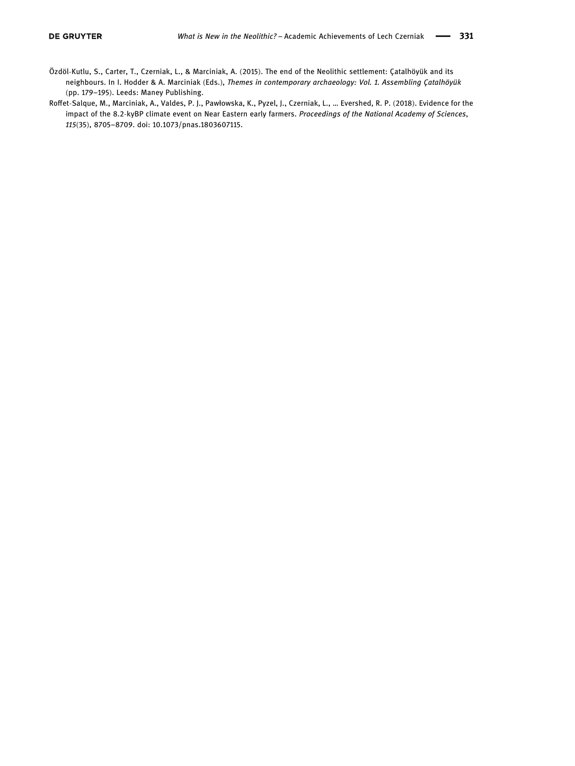Özdöl-Kutlu, S., Carter, T., Czerniak, L., & Marciniak, A. (2015). The end of the Neolithic settlement: Çatalhöyük and its neighbours. In I. Hodder & A. Marciniak (Eds.), *Themes in contemporary archaeology: Vol. 1. Assembling Çatalhöyük* (pp. 179–195). Leeds: Maney Publishing.

Roffet-Salque, M., Marciniak, A., Valdes, P. J., Pawłowska, K., Pyzel, J., Czerniak, L., … Evershed, R. P. (2018). Evidence for the impact of the 8.2-kyBP climate event on Near Eastern early farmers. *Proceedings of the National Academy of Sciences*, *115*(35), 8705–8709. doi: 10.1073/pnas.1803607115.